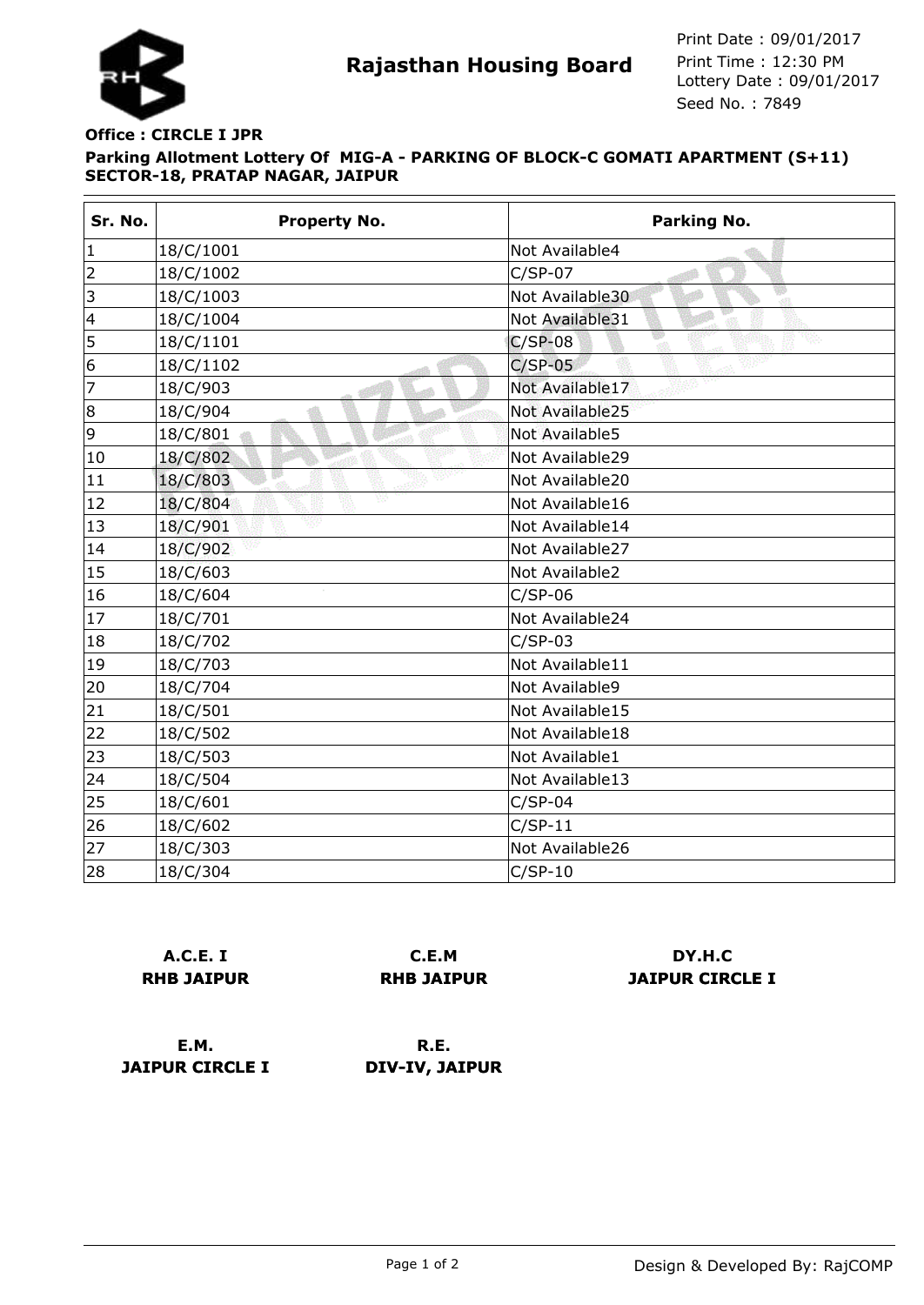# Rajasthan Housing Board

Print Date : 09/01/2017
Print Time : 12:30 PM
Lottery Date : 09/01/2017
Seed No. : 7849

**Office : CIRCLE I JPR**

**Parking Allotment Lottery Of MIG-A - PARKING OF BLOCK-C GOMATI APARTMENT (S+11) SECTOR-18, PRATAP NAGAR, JAIPUR**

| Sr. No. | Property No. | Parking No. |
|---|---|---|
| 1 | 18/C/1001 | Not Available4 |
| 2 | 18/C/1002 | C/SP-07 |
| 3 | 18/C/1003 | Not Available30 |
| 4 | 18/C/1004 | Not Available31 |
| 5 | 18/C/1101 | C/SP-08 |
| 6 | 18/C/1102 | C/SP-05 |
| 7 | 18/C/903 | Not Available17 |
| 8 | 18/C/904 | Not Available25 |
| 9 | 18/C/801 | Not Available5 |
| 10 | 18/C/802 | Not Available29 |
| 11 | 18/C/803 | Not Available20 |
| 12 | 18/C/804 | Not Available16 |
| 13 | 18/C/901 | Not Available14 |
| 14 | 18/C/902 | Not Available27 |
| 15 | 18/C/603 | Not Available2 |
| 16 | 18/C/604 | C/SP-06 |
| 17 | 18/C/701 | Not Available24 |
| 18 | 18/C/702 | C/SP-03 |
| 19 | 18/C/703 | Not Available11 |
| 20 | 18/C/704 | Not Available9 |
| 21 | 18/C/501 | Not Available15 |
| 22 | 18/C/502 | Not Available18 |
| 23 | 18/C/503 | Not Available1 |
| 24 | 18/C/504 | Not Available13 |
| 25 | 18/C/601 | C/SP-04 |
| 26 | 18/C/602 | C/SP-11 |
| 27 | 18/C/303 | Not Available26 |
| 28 | 18/C/304 | C/SP-10 |

**A.C.E. I**
**RHB JAIPUR**

**C.E.M**
**RHB JAIPUR**

**DY.H.C**
**JAIPUR CIRCLE I**

**E.M.**
**JAIPUR CIRCLE I**

**R.E.**
**DIV-IV, JAIPUR**

Design & Developed By: RajCOMP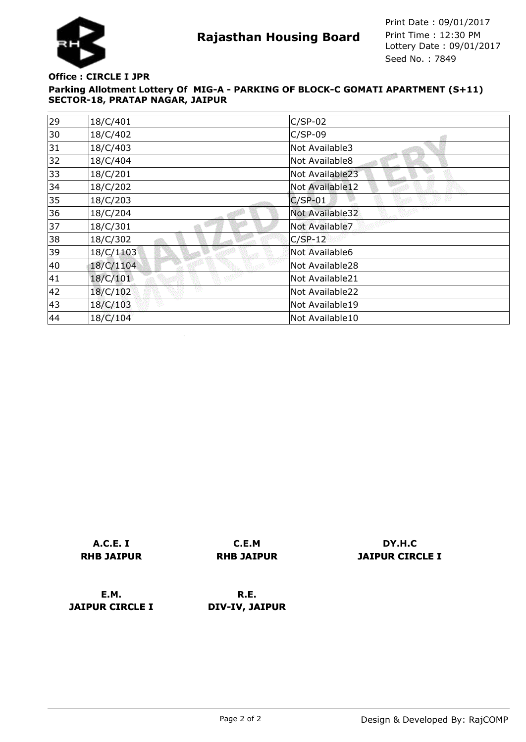**Rajasthan Housing Board**

Print Date : 09/01/2017
Print Time : 12:30 PM
Lottery Date : 09/01/2017
Seed No. : 7849

**Office : CIRCLE I JPR**

**Parking Allotment Lottery Of MIG-A - PARKING OF BLOCK-C GOMATI APARTMENT (S+11) SECTOR-18, PRATAP NAGAR, JAIPUR**

| | | |
|---|---|---|
| 29 | 18/C/401 | C/SP-02 |
| 30 | 18/C/402 | C/SP-09 |
| 31 | 18/C/403 | Not Available3 |
| 32 | 18/C/404 | Not Available8 |
| 33 | 18/C/201 | Not Available23 |
| 34 | 18/C/202 | Not Available12 |
| 35 | 18/C/203 | C/SP-01 |
| 36 | 18/C/204 | Not Available32 |
| 37 | 18/C/301 | Not Available7 |
| 38 | 18/C/302 | C/SP-12 |
| 39 | 18/C/1103 | Not Available6 |
| 40 | 18/C/1104 | Not Available28 |
| 41 | 18/C/101 | Not Available21 |
| 42 | 18/C/102 | Not Available22 |
| 43 | 18/C/103 | Not Available19 |
| 44 | 18/C/104 | Not Available10 |

**A.C.E. I**
**RHB JAIPUR**

**C.E.M**
**RHB JAIPUR**

**DY.H.C**
**JAIPUR CIRCLE I**

**E.M.**
**JAIPUR CIRCLE I**

**R.E.**
**DIV-IV, JAIPUR**

Design & Developed By: RajCOMP